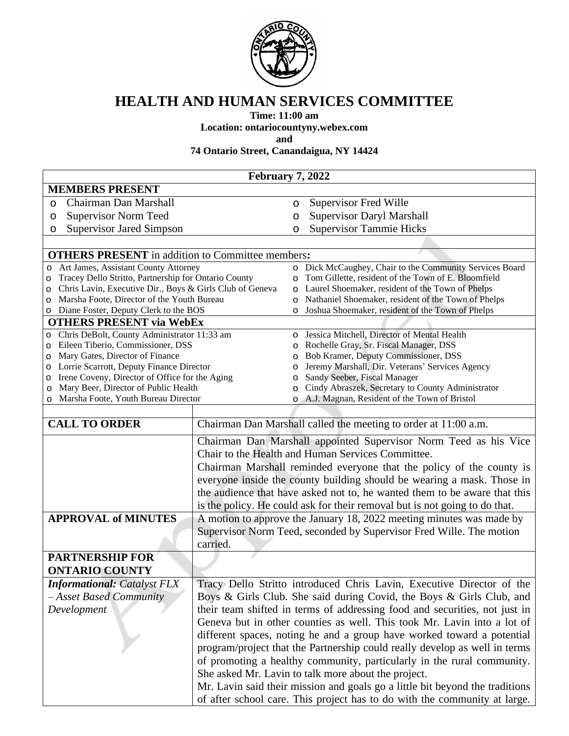# HEALTH AND HUMAN SERVICES COMMITTEE

**Time: 11:00 am**
**Location: ontariocountyny.webex.com**
**and**
**74 Ontario Street, Canandaigua, NY 14424**

**February 7, 2022**

**MEMBERS PRESENT**

- Chairman Dan Marshall
- Supervisor Norm Teed
- Supervisor Jared Simpson
- Supervisor Fred Wille
- Supervisor Daryl Marshall
- Supervisor Tammie Hicks

**OTHERS PRESENT** in addition to Committee members**:**

- Art James, Assistant County Attorney
- Tracey Dello Stritto, Partnership for Ontario County
- Chris Lavin, Executive Dir., Boys & Girls Club of Geneva
- Marsha Foote, Director of the Youth Bureau
- Diane Foster, Deputy Clerk to the BOS
- Dick McCaughey, Chair to the Community Services Board
- Tom Gillette, resident of the Town of E. Bloomfield
- Laurel Shoemaker, resident of the Town of Phelps
- Nathaniel Shoemaker, resident of the Town of Phelps
- Joshua Shoemaker, resident of the Town of Phelps

**OTHERS PRESENT via WebEx**

- Chris DeBolt, County Administrator 11:33 am
- Eileen Tiberio, Commissioner, DSS
- Mary Gates, Director of Finance
- Lorrie Scarrott, Deputy Finance Director
- Irene Coveny, Director of Office for the Aging
- Mary Beer, Director of Public Health
- Marsha Foote, Youth Bureau Director
- Jessica Mitchell, Director of Mental Health
- Rochelle Gray, Sr. Fiscal Manager, DSS
- Bob Kramer, Deputy Commissioner, DSS
- Jeremy Marshall, Dir. Veterans' Services Agency
- Sandy Seeber, Fiscal Manager
- Cindy Abraszek, Secretary to County Administrator
- A.J. Magnan, Resident of the Town of Bristol

| | |
|---|---|
| **CALL TO ORDER** | Chairman Dan Marshall called the meeting to order at 11:00 a.m. |
| | Chairman Dan Marshall appointed Supervisor Norm Teed as his Vice Chair to the Health and Human Services Committee. Chairman Marshall reminded everyone that the policy of the county is everyone inside the county building should be wearing a mask. Those in the audience that have asked not to, he wanted them to be aware that this is the policy. He could ask for their removal but is not going to do that. |
| **APPROVAL of MINUTES** | A motion to approve the January 18, 2022 meeting minutes was made by Supervisor Norm Teed, seconded by Supervisor Fred Wille. The motion carried. |
| **PARTNERSHIP FOR ONTARIO COUNTY** | |
| ***Informational: Catalyst FLX – Asset Based Community Development*** | Tracy Dello Stritto introduced Chris Lavin, Executive Director of the Boys & Girls Club. She said during Covid, the Boys & Girls Club, and their team shifted in terms of addressing food and securities, not just in Geneva but in other counties as well. This took Mr. Lavin into a lot of different spaces, noting he and a group have worked toward a potential program/project that the Partnership could really develop as well in terms of promoting a healthy community, particularly in the rural community. She asked Mr. Lavin to talk more about the project. Mr. Lavin said their mission and goals go a little bit beyond the traditions of after school care. This project has to do with the community at large. |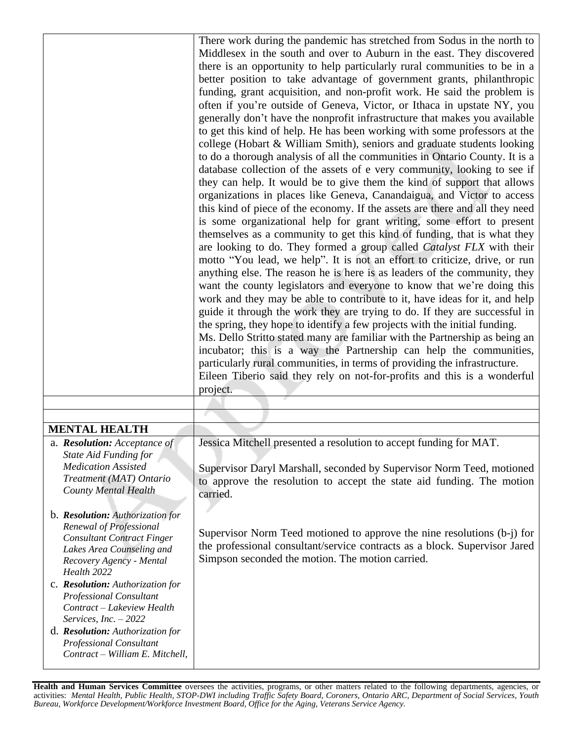| | |
|---|---|
| | There work during the pandemic has stretched from Sodus in the north to Middlesex in the south and over to Auburn in the east. They discovered there is an opportunity to help particularly rural communities to be in a better position to take advantage of government grants, philanthropic funding, grant acquisition, and non-profit work. He said the problem is often if you're outside of Geneva, Victor, or Ithaca in upstate NY, you generally don't have the nonprofit infrastructure that makes you available to get this kind of help. He has been working with some professors at the college (Hobart & William Smith), seniors and graduate students looking to do a thorough analysis of all the communities in Ontario County. It is a database collection of the assets of e very community, looking to see if they can help. It would be to give them the kind of support that allows organizations in places like Geneva, Canandaigua, and Victor to access this kind of piece of the economy. If the assets are there and all they need is some organizational help for grant writing, some effort to present themselves as a community to get this kind of funding, that is what they are looking to do. They formed a group called *Catalyst FLX* with their motto "You lead, we help". It is not an effort to criticize, drive, or run anything else. The reason he is here is as leaders of the community, they want the county legislators and everyone to know that we're doing this work and they may be able to contribute to it, have ideas for it, and help guide it through the work they are trying to do. If they are successful in the spring, they hope to identify a few projects with the initial funding.<br>Ms. Dello Stritto stated many are familiar with the Partnership as being an incubator; this is a way the Partnership can help the communities, particularly rural communities, in terms of providing the infrastructure.<br>Eileen Tiberio said they rely on not-for-profits and this is a wonderful project. |
| | |
| | |
| **MENTAL HEALTH** | |
| a. ***Resolution:*** *Acceptance of State Aid Funding for Medication Assisted Treatment (MAT) Ontario County Mental Health* | Jessica Mitchell presented a resolution to accept funding for MAT.<br><br>Supervisor Daryl Marshall, seconded by Supervisor Norm Teed, motioned to approve the resolution to accept the state aid funding. The motion carried. |
| b. ***Resolution:*** *Authorization for Renewal of Professional Consultant Contract Finger Lakes Area Counseling and Recovery Agency - Mental Health 2022*<br>c. ***Resolution:*** *Authorization for Professional Consultant Contract – Lakeview Health Services, Inc. – 2022*<br>d. ***Resolution:*** *Authorization for Professional Consultant Contract – William E. Mitchell,* | Supervisor Norm Teed motioned to approve the nine resolutions (b-j) for the professional consultant/service contracts as a block. Supervisor Jared Simpson seconded the motion. The motion carried. |

**Health and Human Services Committee** oversees the activities, programs, or other matters related to the following departments, agencies, or activities: *Mental Health, Public Health, STOP-DWI including Traffic Safety Board, Coroners, Ontario ARC, Department of Social Services, Youth Bureau, Workforce Development/Workforce Investment Board, Office for the Aging, Veterans Service Agency.*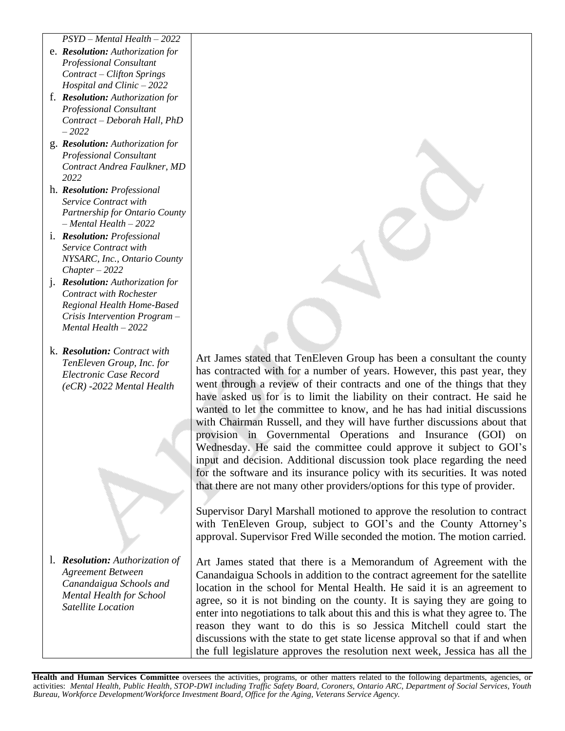| | |
|---|---|
| *PSYD – Mental Health – 2022* | |
| e. ***Resolution:*** *Authorization for Professional Consultant Contract – Clifton Springs Hospital and Clinic – 2022* | |
| f. ***Resolution:*** *Authorization for Professional Consultant Contract – Deborah Hall, PhD – 2022* | |
| g. ***Resolution:*** *Authorization for Professional Consultant Contract Andrea Faulkner, MD 2022* | |
| h. ***Resolution:*** *Professional Service Contract with Partnership for Ontario County – Mental Health – 2022* | |
| i. ***Resolution:*** *Professional Service Contract with NYSARC, Inc., Ontario County Chapter – 2022* | |
| j. ***Resolution:*** *Authorization for Contract with Rochester Regional Health Home-Based Crisis Intervention Program – Mental Health – 2022* | |
| k. ***Resolution:*** *Contract with TenEleven Group, Inc. for Electronic Case Record (eCR) -2022 Mental Health* | Art James stated that TenEleven Group has been a consultant the county has contracted with for a number of years. However, this past year, they went through a review of their contracts and one of the things that they have asked us for is to limit the liability on their contract. He said he wanted to let the committee to know, and he has had initial discussions with Chairman Russell, and they will have further discussions about that provision in Governmental Operations and Insurance (GOI) on Wednesday. He said the committee could approve it subject to GOI's input and decision. Additional discussion took place regarding the need for the software and its insurance policy with its securities. It was noted that there are not many other providers/options for this type of provider.<br><br>Supervisor Daryl Marshall motioned to approve the resolution to contract with TenEleven Group, subject to GOI's and the County Attorney's approval. Supervisor Fred Wille seconded the motion. The motion carried. |
| l. ***Resolution:*** *Authorization of Agreement Between Canandaigua Schools and Mental Health for School Satellite Location* | Art James stated that there is a Memorandum of Agreement with the Canandaigua Schools in addition to the contract agreement for the satellite location in the school for Mental Health. He said it is an agreement to agree, so it is not binding on the county. It is saying they are going to enter into negotiations to talk about this and this is what they agree to. The reason they want to do this is so Jessica Mitchell could start the discussions with the state to get state license approval so that if and when the full legislature approves the resolution next week, Jessica has all the |

**Health and Human Services Committee** oversees the activities, programs, or other matters related to the following departments, agencies, or activities: *Mental Health, Public Health, STOP-DWI including Traffic Safety Board, Coroners, Ontario ARC, Department of Social Services, Youth Bureau, Workforce Development/Workforce Investment Board, Office for the Aging, Veterans Service Agency.*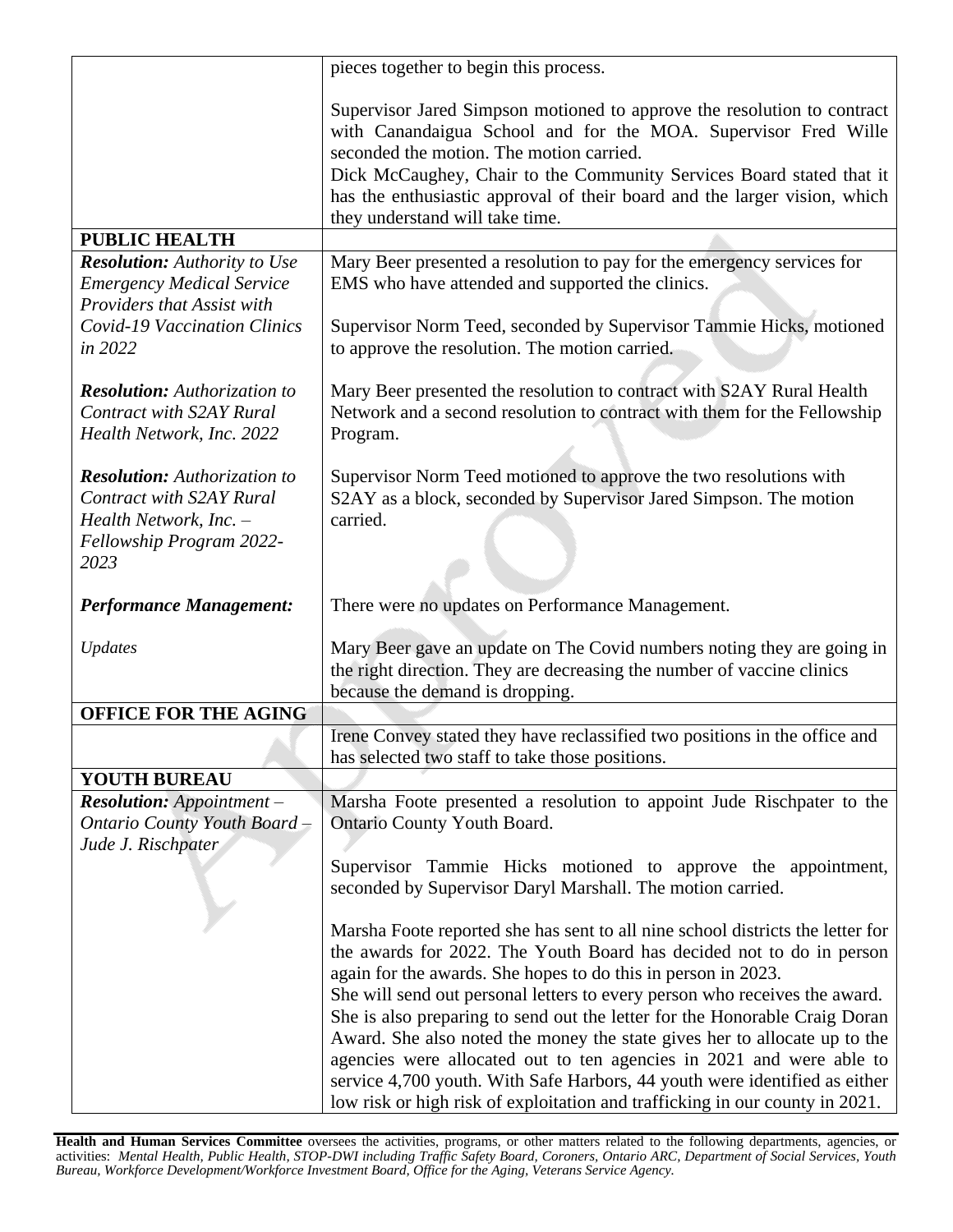| | |
|---|---|
| | pieces together to begin this process.<br><br>Supervisor Jared Simpson motioned to approve the resolution to contract with Canandaigua School and for the MOA. Supervisor Fred Wille seconded the motion. The motion carried.<br>Dick McCaughey, Chair to the Community Services Board stated that it has the enthusiastic approval of their board and the larger vision, which they understand will take time. |
| **PUBLIC HEALTH** | |
| ***Resolution:*** *Authority to Use Emergency Medical Service Providers that Assist with Covid-19 Vaccination Clinics in 2022* | Mary Beer presented a resolution to pay for the emergency services for EMS who have attended and supported the clinics.<br><br>Supervisor Norm Teed, seconded by Supervisor Tammie Hicks, motioned to approve the resolution. The motion carried. |
| ***Resolution:*** *Authorization to Contract with S2AY Rural Health Network, Inc. 2022*<br><br>***Resolution:*** *Authorization to Contract with S2AY Rural Health Network, Inc. – Fellowship Program 2022-2023* | Mary Beer presented the resolution to contract with S2AY Rural Health Network and a second resolution to contract with them for the Fellowship Program.<br><br>Supervisor Norm Teed motioned to approve the two resolutions with S2AY as a block, seconded by Supervisor Jared Simpson. The motion carried. |
| ***Performance Management:*** | There were no updates on Performance Management. |
| *Updates* | Mary Beer gave an update on The Covid numbers noting they are going in the right direction. They are decreasing the number of vaccine clinics because the demand is dropping. |
| **OFFICE FOR THE AGING** | |
| | Irene Convey stated they have reclassified two positions in the office and has selected two staff to take those positions. |
| **YOUTH BUREAU** | |
| ***Resolution:*** *Appointment – Ontario County Youth Board – Jude J. Rischpater* | Marsha Foote presented a resolution to appoint Jude Rischpater to the Ontario County Youth Board.<br><br>Supervisor Tammie Hicks motioned to approve the appointment, seconded by Supervisor Daryl Marshall. The motion carried.<br><br>Marsha Foote reported she has sent to all nine school districts the letter for the awards for 2022. The Youth Board has decided not to do in person again for the awards. She hopes to do this in person in 2023.<br>She will send out personal letters to every person who receives the award. She is also preparing to send out the letter for the Honorable Craig Doran Award. She also noted the money the state gives her to allocate up to the agencies were allocated out to ten agencies in 2021 and were able to service 4,700 youth. With Safe Harbors, 44 youth were identified as either low risk or high risk of exploitation and trafficking in our county in 2021. |

**Health and Human Services Committee** oversees the activities, programs, or other matters related to the following departments, agencies, or activities: *Mental Health, Public Health, STOP-DWI including Traffic Safety Board, Coroners, Ontario ARC, Department of Social Services, Youth Bureau, Workforce Development/Workforce Investment Board, Office for the Aging, Veterans Service Agency.*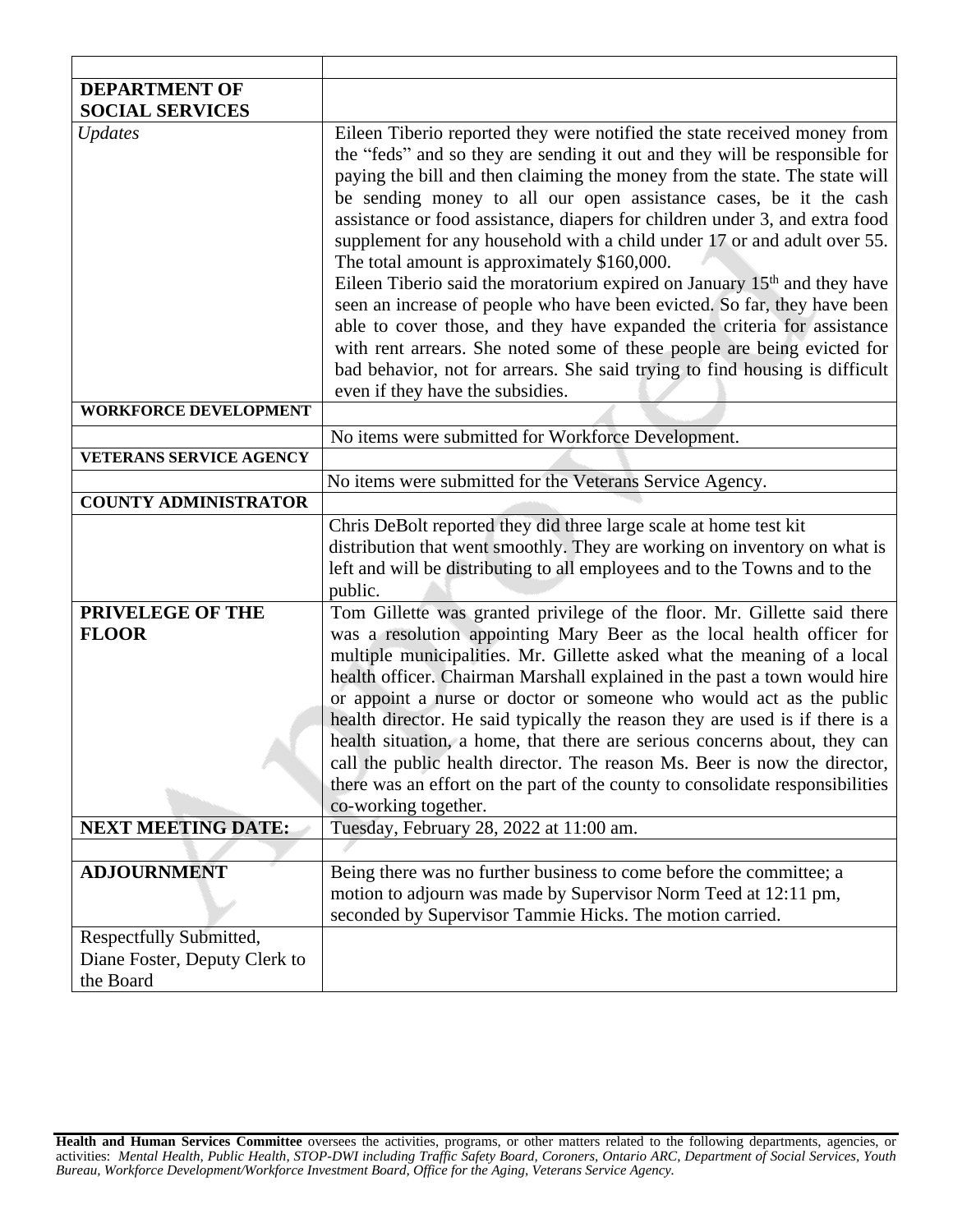| | |
|---|---|
| **DEPARTMENT OF SOCIAL SERVICES** | |
| *Updates* | Eileen Tiberio reported they were notified the state received money from the "feds" and so they are sending it out and they will be responsible for paying the bill and then claiming the money from the state. The state will be sending money to all our open assistance cases, be it the cash assistance or food assistance, diapers for children under 3, and extra food supplement for any household with a child under 17 or and adult over 55. The total amount is approximately $160,000. Eileen Tiberio said the moratorium expired on January 15th and they have seen an increase of people who have been evicted. So far, they have been able to cover those, and they have expanded the criteria for assistance with rent arrears. She noted some of these people are being evicted for bad behavior, not for arrears. She said trying to find housing is difficult even if they have the subsidies. |
| **WORKFORCE DEVELOPMENT** | |
| | No items were submitted for Workforce Development. |
| **VETERANS SERVICE AGENCY** | |
| | No items were submitted for the Veterans Service Agency. |
| **COUNTY ADMINISTRATOR** | |
| | Chris DeBolt reported they did three large scale at home test kit distribution that went smoothly. They are working on inventory on what is left and will be distributing to all employees and to the Towns and to the public. |
| **PRIVELEGE OF THE FLOOR** | Tom Gillette was granted privilege of the floor. Mr. Gillette said there was a resolution appointing Mary Beer as the local health officer for multiple municipalities. Mr. Gillette asked what the meaning of a local health officer. Chairman Marshall explained in the past a town would hire or appoint a nurse or doctor or someone who would act as the public health director. He said typically the reason they are used is if there is a health situation, a home, that there are serious concerns about, they can call the public health director. The reason Ms. Beer is now the director, there was an effort on the part of the county to consolidate responsibilities co-working together. |
| **NEXT MEETING DATE:** | Tuesday, February 28, 2022 at 11:00 am. |
| | |
| **ADJOURNMENT** | Being there was no further business to come before the committee; a motion to adjourn was made by Supervisor Norm Teed at 12:11 pm, seconded by Supervisor Tammie Hicks. The motion carried. |
| Respectfully Submitted, Diane Foster, Deputy Clerk to the Board | |

**Health and Human Services Committee** oversees the activities, programs, or other matters related to the following departments, agencies, or activities: *Mental Health, Public Health, STOP-DWI including Traffic Safety Board, Coroners, Ontario ARC, Department of Social Services, Youth Bureau, Workforce Development/Workforce Investment Board, Office for the Aging, Veterans Service Agency.*